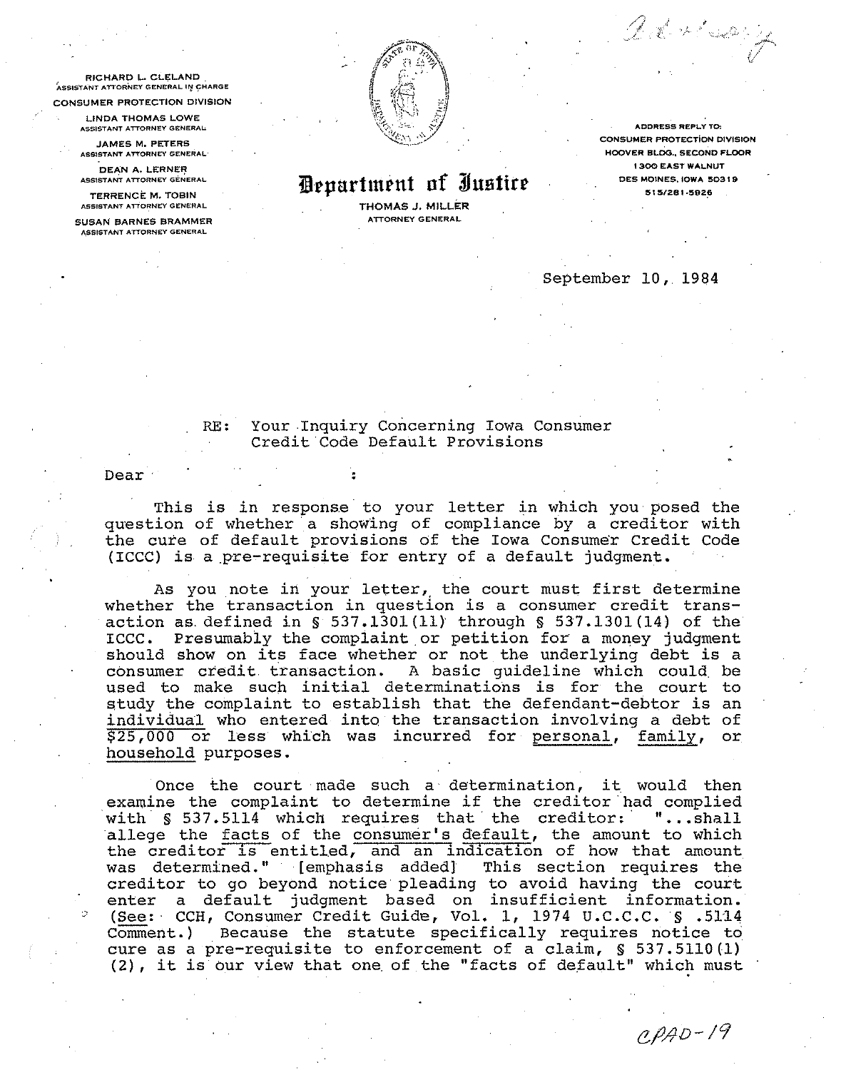RICHARD L. CLELAND
ASSISTANT ATTORNEY GENERAL IN CHARGE

CONSUMER PROTECTION DIVISION

LINDA THOMAS LOWE
ASSISTANT ATTORNEY GENERAL

JAMES M. PETERS
ASSISTANT ATTORNEY GENERAL

DEAN A. LERNER
ASSISTANT ATTORNEY GENERAL

TERRENCE M. TOBIN
ASSISTANT ATTORNEY GENERAL

SUSAN BARNES BRAMMER
ASSISTANT ATTORNEY GENERAL

# Department of Justice

THOMAS J. MILLER
ATTORNEY GENERAL

ADDRESS REPLY TO:
CONSUMER PROTECTION DIVISION
HOOVER BLDG., SECOND FLOOR
1300 EAST WALNUT
DES MOINES, IOWA 50319
515/281-5926

September 10, 1984

RE: Your Inquiry Concerning Iowa Consumer Credit Code Default Provisions

Dear :

This is in response to your letter in which you posed the question of whether a showing of compliance by a creditor with the cure of default provisions of the Iowa Consumer Credit Code (ICCC) is a pre-requisite for entry of a default judgment.

As you note in your letter, the court must first determine whether the transaction in question is a consumer credit transaction as defined in § 537.1301(11) through § 537.1301(14) of the ICCC. Presumably the complaint or petition for a money judgment should show on its face whether or not the underlying debt is a consumer credit transaction. A basic guideline which could be used to make such initial determinations is for the court to study the complaint to establish that the defendant-debtor is an <u>individual</u> who entered into the transaction involving a debt of <u>$25,000</u> or less which was incurred for <u>personal</u>, <u>family</u>, or <u>household</u> purposes.

Once the court made such a determination, it would then examine the complaint to determine if the creditor had complied with § 537.5114 which requires that the creditor: "...shall allege the <u>facts</u> of the <u>consumer's default</u>, the amount to which the creditor is entitled, and an indication of how that amount was determined." [emphasis added] This section requires the creditor to go beyond notice pleading to avoid having the court enter a default judgment based on insufficient information. (<u>See</u>: CCH, Consumer Credit Guide, Vol. 1, 1974 U.C.C.C. § .5114 Comment.) Because the statute specifically requires notice to cure as a pre-requisite to enforcement of a claim, § 537.5110(1)(2), it is our view that one of the "facts of default" which must

CPAD-19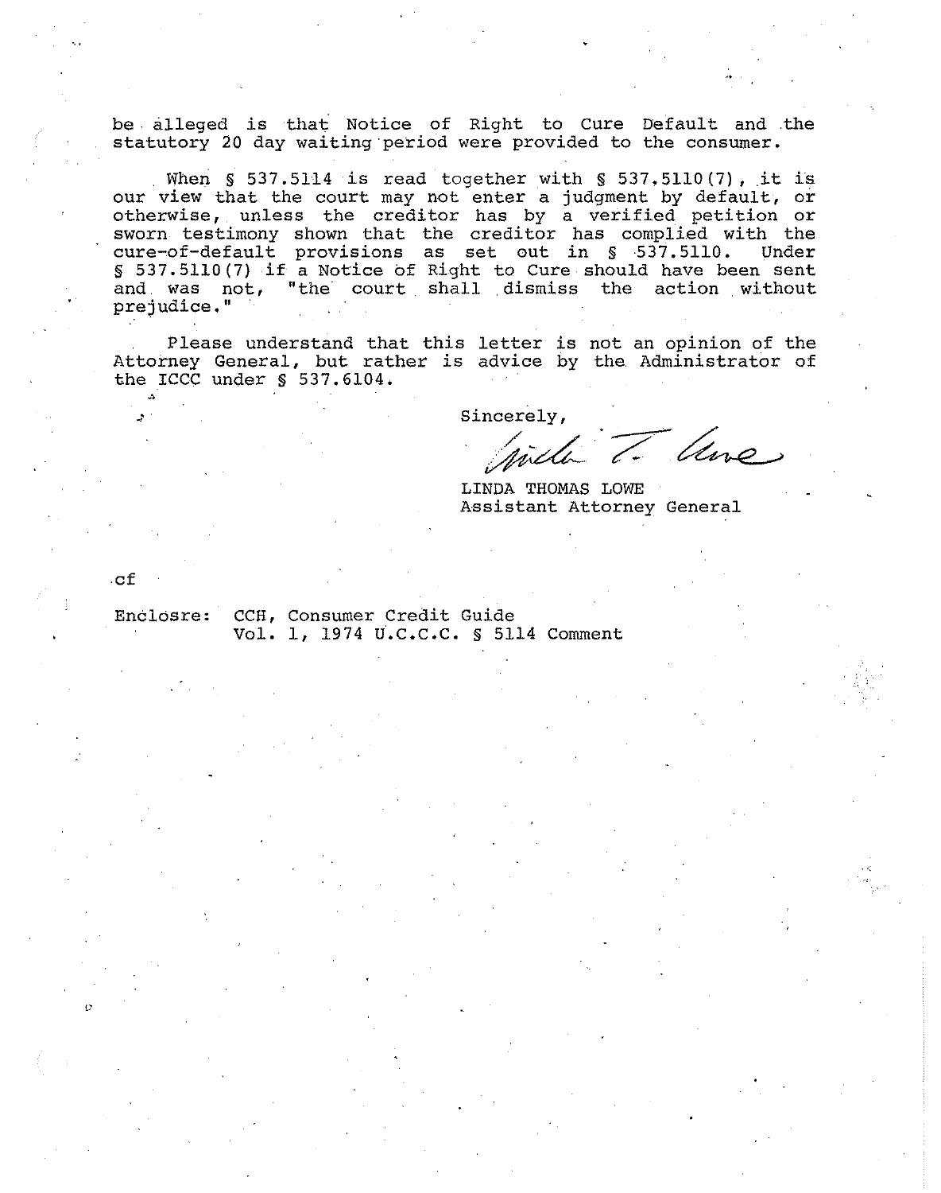be alleged is that Notice of Right to Cure Default and the statutory 20 day waiting period were provided to the consumer.

When § 537.5114 is read together with § 537.5110(7), it is our view that the court may not enter a judgment by default, or otherwise, unless the creditor has by a verified petition or sworn testimony shown that the creditor has complied with the cure-of-default provisions as set out in § 537.5110. Under § 537.5110(7) if a Notice of Right to Cure should have been sent and was not, "the court shall dismiss the action without prejudice."

Please understand that this letter is not an opinion of the Attorney General, but rather is advice by the Administrator of the ICCC under § 537.6104.

Sincerely,

LINDA THOMAS LOWE
Assistant Attorney General

cf

Enclosre: CCH, Consumer Credit Guide
Vol. 1, 1974 U.C.C.C. § 5114 Comment